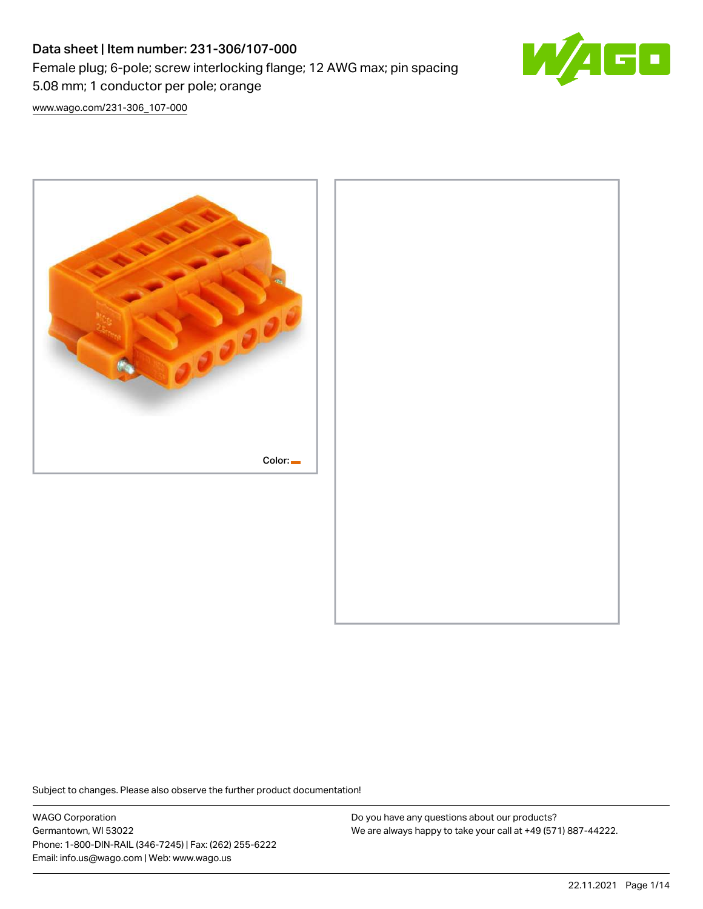# Data sheet | Item number: 231-306/107-000

Female plug; 6-pole; screw interlocking flange; 12 AWG max; pin spacing 5.08 mm; 1 conductor per pole; orange

[www.wago.com/231-306_107-000](www.wago.com/231-306_107-000)

Color:

Subject to changes. Please also observe the further product documentation!

WAGO Corporation
Germantown, WI 53022
Phone: 1-800-DIN-RAIL (346-7245) | Fax: (262) 255-6222
Email: info.us@wago.com | Web: www.wago.us

Do you have any questions about our products?
We are always happy to take your call at +49 (571) 887-44222.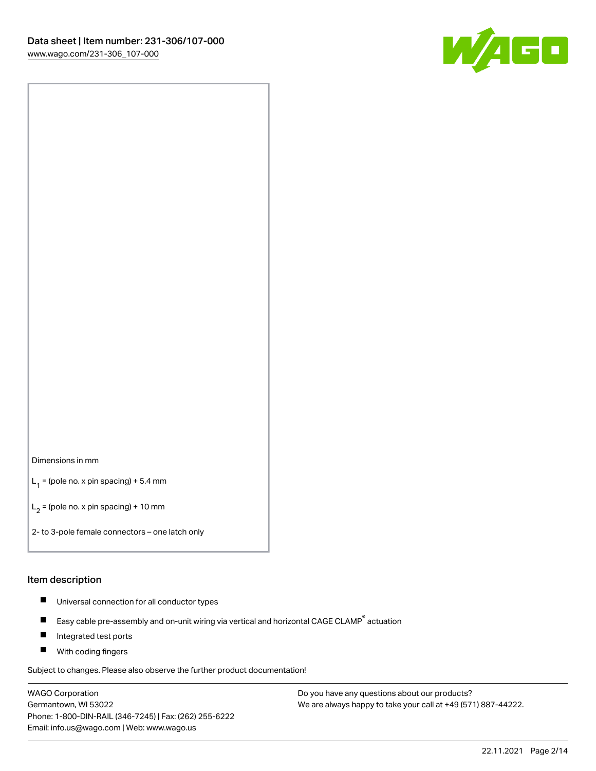Dimensions in mm

$L_1$ = (pole no. x pin spacing) + 5.4 mm

$L_2$ = (pole no. x pin spacing) + 10 mm

2- to 3-pole female connectors – one latch only

## Item description

- Universal connection for all conductor types
- Easy cable pre-assembly and on-unit wiring via vertical and horizontal CAGE CLAMP® actuation
- Integrated test ports
- With coding fingers

Subject to changes. Please also observe the further product documentation!

WAGO Corporation
Germantown, WI 53022
Phone: 1-800-DIN-RAIL (346-7245) | Fax: (262) 255-6222
Email: info.us@wago.com | Web: www.wago.us

Do you have any questions about our products?
We are always happy to take your call at +49 (571) 887-44222.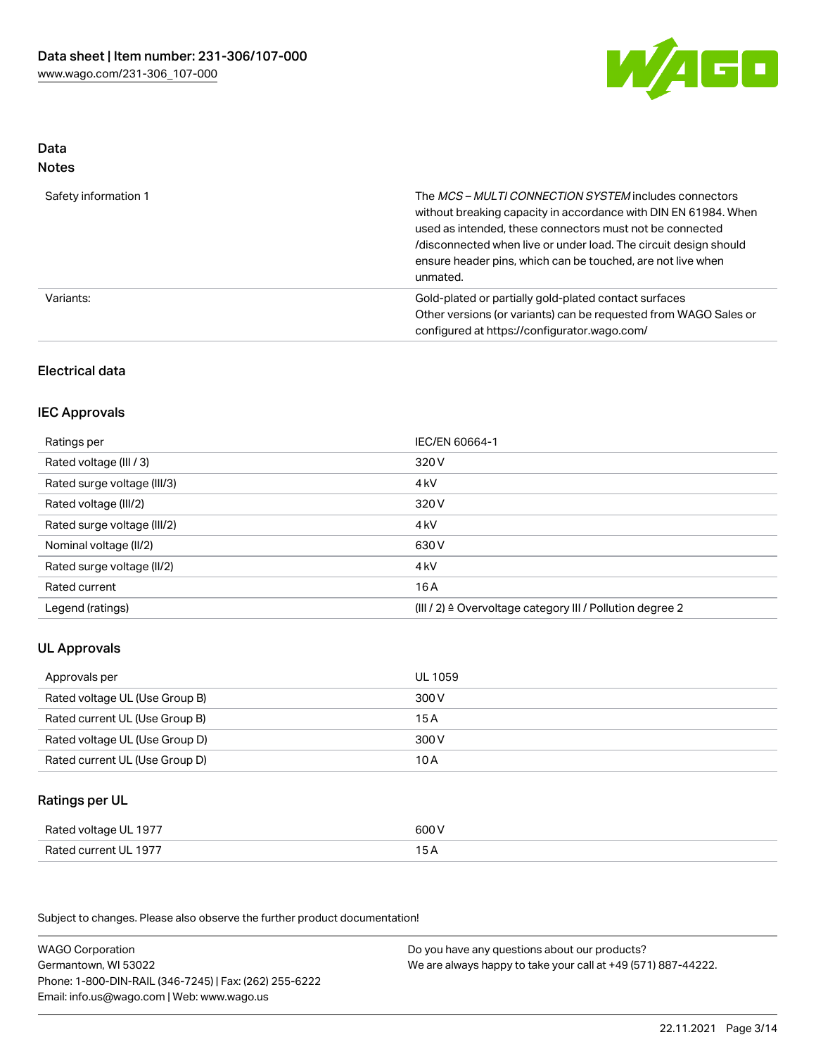## Data
### Notes

| | |
|---|---|
| Safety information 1 | The *MCS – MULTI CONNECTION SYSTEM* includes connectors without breaking capacity in accordance with DIN EN 61984. When used as intended, these connectors must not be connected /disconnected when live or under load. The circuit design should ensure header pins, which can be touched, are not live when unmated. |
| Variants: | Gold-plated or partially gold-plated contact surfaces<br>Other versions (or variants) can be requested from WAGO Sales or configured at https://configurator.wago.com/ |

### Electrical data

### IEC Approvals

| | |
|---|---|
| Ratings per | IEC/EN 60664-1 |
| Rated voltage (III / 3) | 320 V |
| Rated surge voltage (III/3) | 4 kV |
| Rated voltage (III/2) | 320 V |
| Rated surge voltage (III/2) | 4 kV |
| Nominal voltage (II/2) | 630 V |
| Rated surge voltage (II/2) | 4 kV |
| Rated current | 16 A |
| Legend (ratings) | (III / 2) ≙ Overvoltage category III / Pollution degree 2 |

### UL Approvals

| | |
|---|---|
| Approvals per | UL 1059 |
| Rated voltage UL (Use Group B) | 300 V |
| Rated current UL (Use Group B) | 15 A |
| Rated voltage UL (Use Group D) | 300 V |
| Rated current UL (Use Group D) | 10 A |

### Ratings per UL

| | |
|---|---|
| Rated voltage UL 1977 | 600 V |
| Rated current UL 1977 | 15 A |

Subject to changes. Please also observe the further product documentation!

WAGO Corporation
Germantown, WI 53022
Phone: 1-800-DIN-RAIL (346-7245) | Fax: (262) 255-6222
Email: info.us@wago.com | Web: www.wago.us

Do you have any questions about our products?
We are always happy to take your call at +49 (571) 887-44222.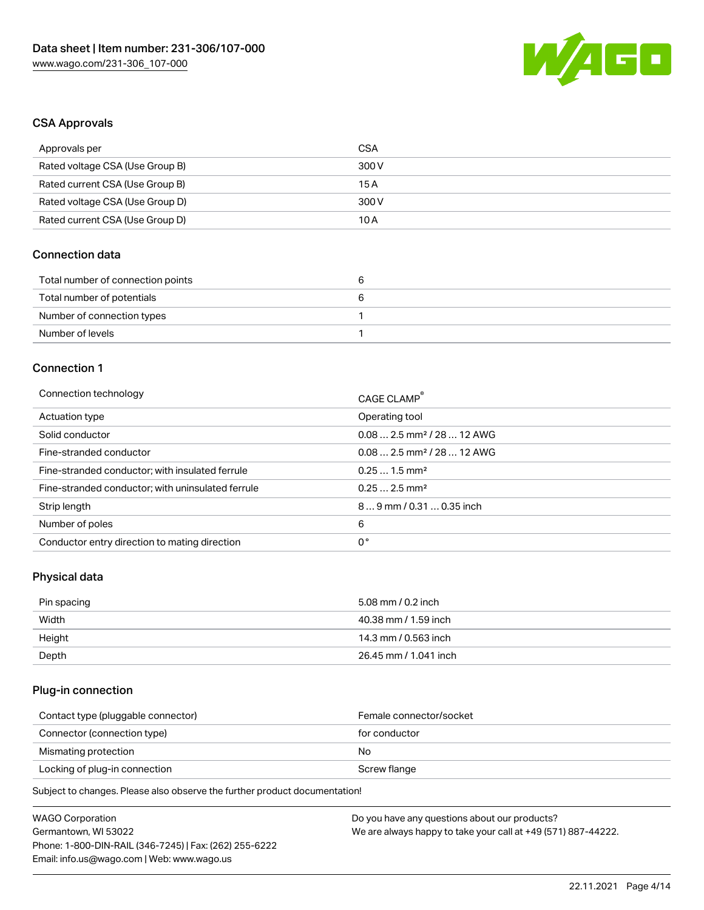## CSA Approvals

| Approvals per | CSA |
| --- | --- |
| Rated voltage CSA (Use Group B) | 300 V |
| Rated current CSA (Use Group B) | 15 A |
| Rated voltage CSA (Use Group D) | 300 V |
| Rated current CSA (Use Group D) | 10 A |

## Connection data

| Total number of connection points | 6 |
| --- | --- |
| Total number of potentials | 6 |
| Number of connection types | 1 |
| Number of levels | 1 |

## Connection 1

| Connection technology | CAGE CLAMP® |
| --- | --- |
| Actuation type | Operating tool |
| Solid conductor | 0.08 … 2.5 mm² / 28 … 12 AWG |
| Fine-stranded conductor | 0.08 … 2.5 mm² / 28 … 12 AWG |
| Fine-stranded conductor; with insulated ferrule | 0.25 … 1.5 mm² |
| Fine-stranded conductor; with uninsulated ferrule | 0.25 … 2.5 mm² |
| Strip length | 8 … 9 mm / 0.31 … 0.35 inch |
| Number of poles | 6 |
| Conductor entry direction to mating direction | 0° |

## Physical data

| Pin spacing | 5.08 mm / 0.2 inch |
| --- | --- |
| Width | 40.38 mm / 1.59 inch |
| Height | 14.3 mm / 0.563 inch |
| Depth | 26.45 mm / 1.041 inch |

## Plug-in connection

| Contact type (pluggable connector) | Female connector/socket |
| --- | --- |
| Connector (connection type) | for conductor |
| Mismating protection | No |
| Locking of plug-in connection | Screw flange |

Subject to changes. Please also observe the further product documentation!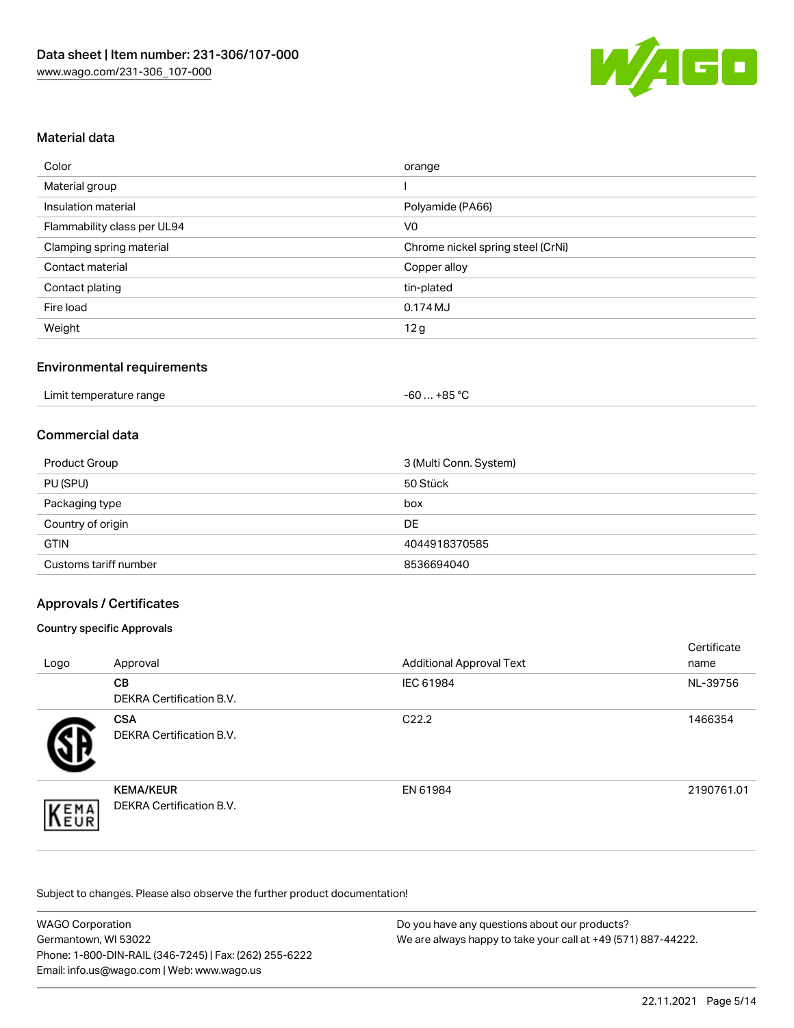## Material data

| | |
|---|---|
| Color | orange |
| Material group | I |
| Insulation material | Polyamide (PA66) |
| Flammability class per UL94 | V0 |
| Clamping spring material | Chrome nickel spring steel (CrNi) |
| Contact material | Copper alloy |
| Contact plating | tin-plated |
| Fire load | 0.174 MJ |
| Weight | 12 g |

## Environmental requirements

| | |
|---|---|
| Limit temperature range | -60 … +85 °C |

## Commercial data

| | |
|---|---|
| Product Group | 3 (Multi Conn. System) |
| PU (SPU) | 50 Stück |
| Packaging type | box |
| Country of origin | DE |
| GTIN | 4044918370585 |
| Customs tariff number | 8536694040 |

## Approvals / Certificates

### Country specific Approvals

| Logo | Approval | Additional Approval Text | Certificate name |
|---|---|---|---|
| | **CB** DEKRA Certification B.V. | IEC 61984 | NL-39756 |
| | **CSA** DEKRA Certification B.V. | C22.2 | 1466354 |
| | **KEMA/KEUR** DEKRA Certification B.V. | EN 61984 | 2190761.01 |

Subject to changes. Please also observe the further product documentation!

WAGO Corporation
Germantown, WI 53022
Phone: 1-800-DIN-RAIL (346-7245) | Fax: (262) 255-6222
Email: info.us@wago.com | Web: www.wago.us

Do you have any questions about our products?
We are always happy to take your call at +49 (571) 887-44222.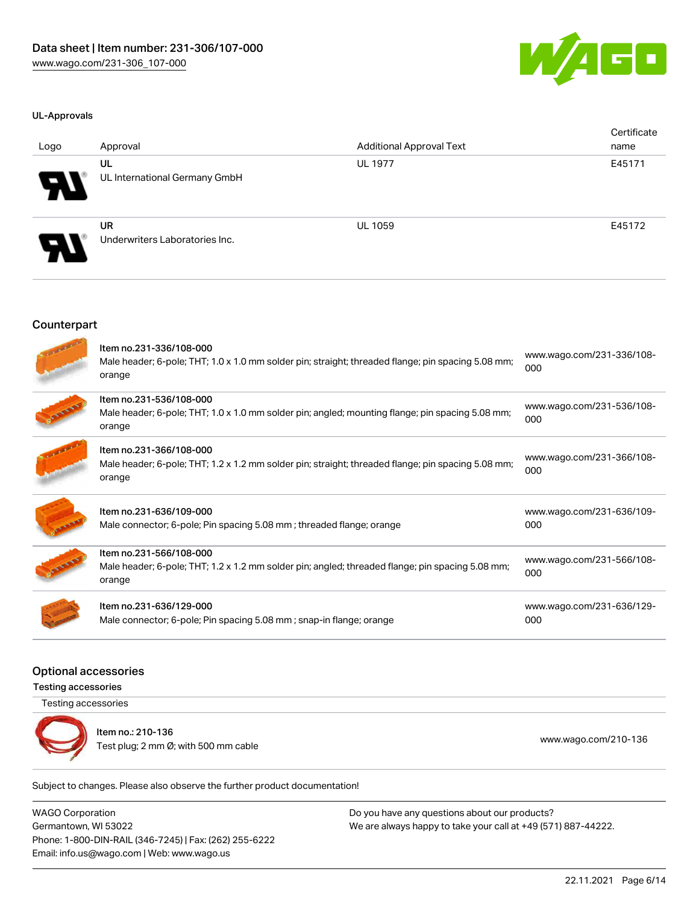### UL-Approvals

| Logo | Approval | Additional Approval Text | Certificate name |
| --- | --- | --- | --- |
| | **UL**<br>UL International Germany GmbH | UL 1977 | E45171 |
| | **UR**<br>Underwriters Laboratories Inc. | UL 1059 | E45172 |

## Counterpart

| | | |
| --- | --- | --- |
| | Item no.231-336/108-000<br>Male header; 6-pole; THT; 1.0 x 1.0 mm solder pin; straight; threaded flange; pin spacing 5.08 mm; orange | www.wago.com/231-336/108-000 |
| | Item no.231-536/108-000<br>Male header; 6-pole; THT; 1.0 x 1.0 mm solder pin; angled; mounting flange; pin spacing 5.08 mm; orange | www.wago.com/231-536/108-000 |
| | Item no.231-366/108-000<br>Male header; 6-pole; THT; 1.2 x 1.2 mm solder pin; straight; threaded flange; pin spacing 5.08 mm; orange | www.wago.com/231-366/108-000 |
| | Item no.231-636/109-000<br>Male connector; 6-pole; Pin spacing 5.08 mm ; threaded flange; orange | www.wago.com/231-636/109-000 |
| | Item no.231-566/108-000<br>Male header; 6-pole; THT; 1.2 x 1.2 mm solder pin; angled; threaded flange; pin spacing 5.08 mm; orange | www.wago.com/231-566/108-000 |
| | Item no.231-636/129-000<br>Male connector; 6-pole; Pin spacing 5.08 mm ; snap-in flange; orange | www.wago.com/231-636/129-000 |

## Optional accessories

### Testing accessories

Testing accessories

| | | |
| --- | --- | --- |
| | Item no.: 210-136<br>Test plug; 2 mm Ø; with 500 mm cable | www.wago.com/210-136 |

Subject to changes. Please also observe the further product documentation!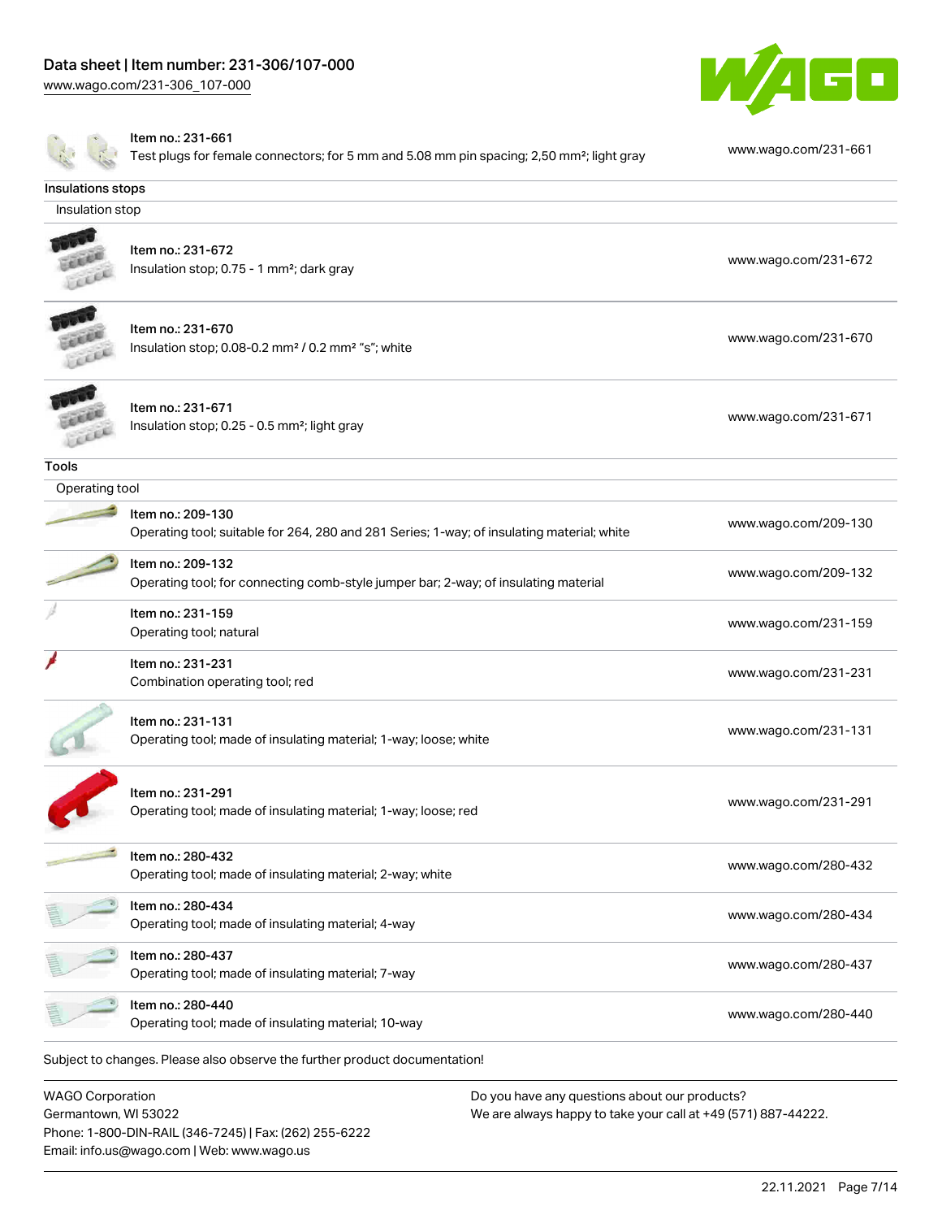| Item | Description | Link |
| --- | --- | --- |
| Item no.: 231-661 | Test plugs for female connectors; for 5 mm and 5.08 mm pin spacing; 2,50 mm²; light gray | www.wago.com/231-661 |

## Insulations stops

### Insulation stop

| Item | Description | Link |
| --- | --- | --- |
| Item no.: 231-672 | Insulation stop; 0.75 - 1 mm²; dark gray | www.wago.com/231-672 |
| Item no.: 231-670 | Insulation stop; 0.08-0.2 mm² / 0.2 mm² "s"; white | www.wago.com/231-670 |
| Item no.: 231-671 | Insulation stop; 0.25 - 0.5 mm²; light gray | www.wago.com/231-671 |

## Tools

### Operating tool

| Item | Description | Link |
| --- | --- | --- |
| Item no.: 209-130 | Operating tool; suitable for 264, 280 and 281 Series; 1-way; of insulating material; white | www.wago.com/209-130 |
| Item no.: 209-132 | Operating tool; for connecting comb-style jumper bar; 2-way; of insulating material | www.wago.com/209-132 |
| Item no.: 231-159 | Operating tool; natural | www.wago.com/231-159 |
| Item no.: 231-231 | Combination operating tool; red | www.wago.com/231-231 |
| Item no.: 231-131 | Operating tool; made of insulating material; 1-way; loose; white | www.wago.com/231-131 |
| Item no.: 231-291 | Operating tool; made of insulating material; 1-way; loose; red | www.wago.com/231-291 |
| Item no.: 280-432 | Operating tool; made of insulating material; 2-way; white | www.wago.com/280-432 |
| Item no.: 280-434 | Operating tool; made of insulating material; 4-way | www.wago.com/280-434 |
| Item no.: 280-437 | Operating tool; made of insulating material; 7-way | www.wago.com/280-437 |
| Item no.: 280-440 | Operating tool; made of insulating material; 10-way | www.wago.com/280-440 |

Subject to changes. Please also observe the further product documentation!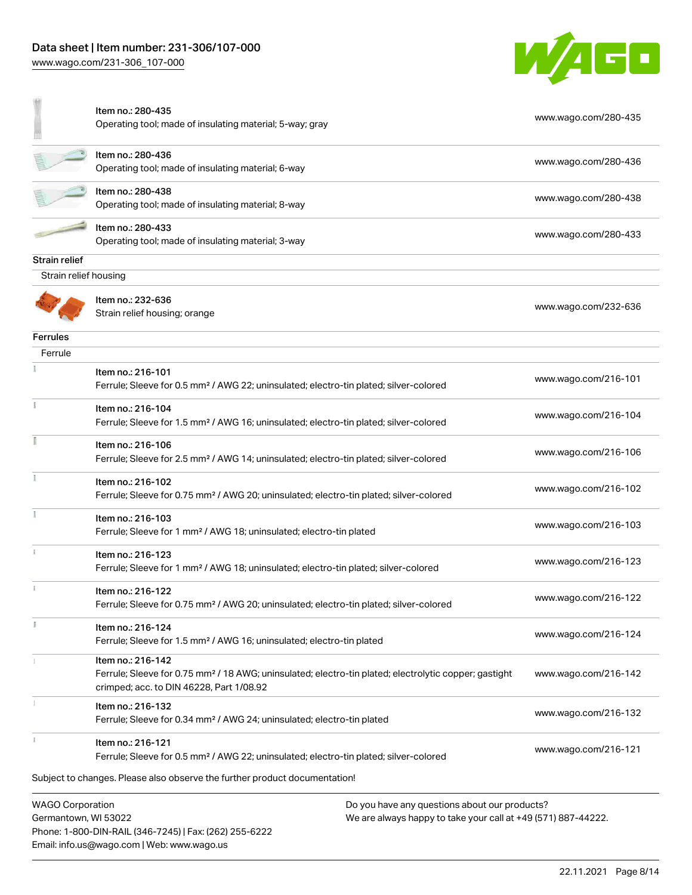| Item | Link |
| --- | --- |
| Item no.: 280-435<br>Operating tool; made of insulating material; 5-way; gray | www.wago.com/280-435 |
| Item no.: 280-436<br>Operating tool; made of insulating material; 6-way | www.wago.com/280-436 |
| Item no.: 280-438<br>Operating tool; made of insulating material; 8-way | www.wago.com/280-438 |
| Item no.: 280-433<br>Operating tool; made of insulating material; 3-way | www.wago.com/280-433 |

**Strain relief**

Strain relief housing

| Item | Link |
| --- | --- |
| Item no.: 232-636<br>Strain relief housing; orange | www.wago.com/232-636 |

**Ferrules**

Ferrule

| Item | Link |
| --- | --- |
| Item no.: 216-101<br>Ferrule; Sleeve for 0.5 mm² / AWG 22; uninsulated; electro-tin plated; silver-colored | www.wago.com/216-101 |
| Item no.: 216-104<br>Ferrule; Sleeve for 1.5 mm² / AWG 16; uninsulated; electro-tin plated; silver-colored | www.wago.com/216-104 |
| Item no.: 216-106<br>Ferrule; Sleeve for 2.5 mm² / AWG 14; uninsulated; electro-tin plated; silver-colored | www.wago.com/216-106 |
| Item no.: 216-102<br>Ferrule; Sleeve for 0.75 mm² / AWG 20; uninsulated; electro-tin plated; silver-colored | www.wago.com/216-102 |
| Item no.: 216-103<br>Ferrule; Sleeve for 1 mm² / AWG 18; uninsulated; electro-tin plated | www.wago.com/216-103 |
| Item no.: 216-123<br>Ferrule; Sleeve for 1 mm² / AWG 18; uninsulated; electro-tin plated; silver-colored | www.wago.com/216-123 |
| Item no.: 216-122<br>Ferrule; Sleeve for 0.75 mm² / AWG 20; uninsulated; electro-tin plated; silver-colored | www.wago.com/216-122 |
| Item no.: 216-124<br>Ferrule; Sleeve for 1.5 mm² / AWG 16; uninsulated; electro-tin plated | www.wago.com/216-124 |
| Item no.: 216-142<br>Ferrule; Sleeve for 0.75 mm² / 18 AWG; uninsulated; electro-tin plated; electrolytic copper; gastight crimped; acc. to DIN 46228, Part 1/08.92 | www.wago.com/216-142 |
| Item no.: 216-132<br>Ferrule; Sleeve for 0.34 mm² / AWG 24; uninsulated; electro-tin plated | www.wago.com/216-132 |
| Item no.: 216-121<br>Ferrule; Sleeve for 0.5 mm² / AWG 22; uninsulated; electro-tin plated; silver-colored | www.wago.com/216-121 |

Subject to changes. Please also observe the further product documentation!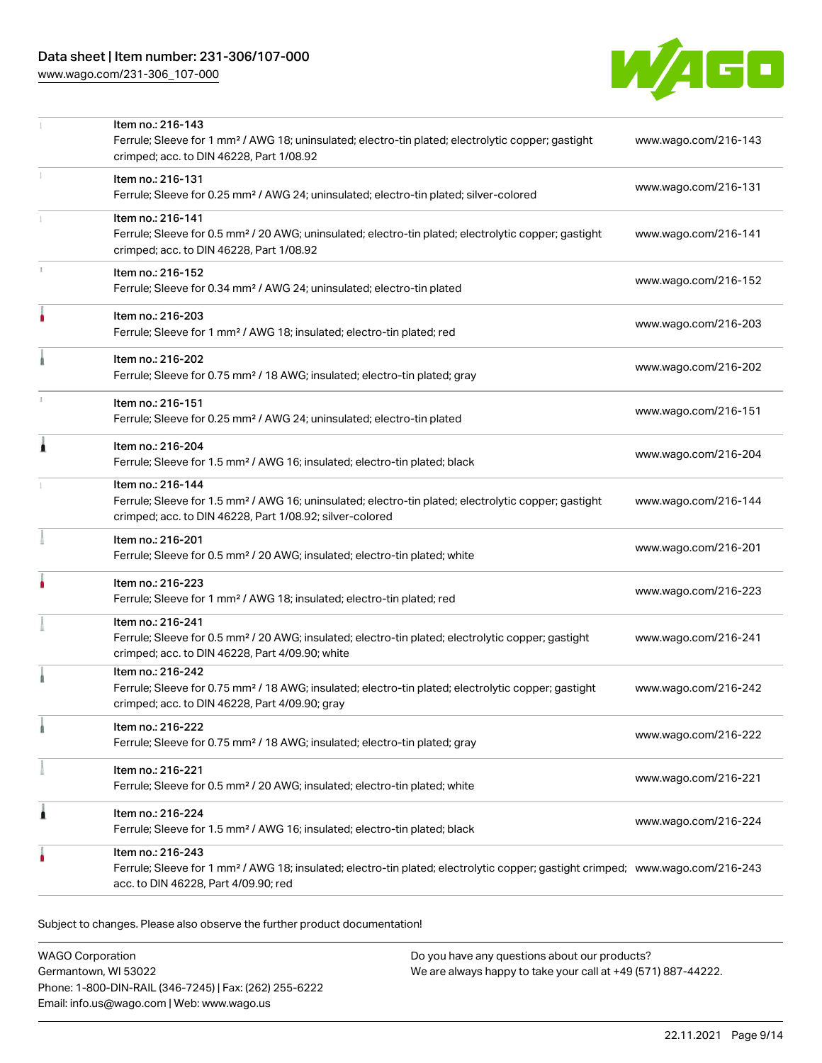| | | |
|---|---|---|
| | Item no.: 216-143<br>Ferrule; Sleeve for 1 mm² / AWG 18; uninsulated; electro-tin plated; electrolytic copper; gastight crimped; acc. to DIN 46228, Part 1/08.92 | www.wago.com/216-143 |
| | Item no.: 216-131<br>Ferrule; Sleeve for 0.25 mm² / AWG 24; uninsulated; electro-tin plated; silver-colored | www.wago.com/216-131 |
| | Item no.: 216-141<br>Ferrule; Sleeve for 0.5 mm² / 20 AWG; uninsulated; electro-tin plated; electrolytic copper; gastight crimped; acc. to DIN 46228, Part 1/08.92 | www.wago.com/216-141 |
| | Item no.: 216-152<br>Ferrule; Sleeve for 0.34 mm² / AWG 24; uninsulated; electro-tin plated | www.wago.com/216-152 |
| | Item no.: 216-203<br>Ferrule; Sleeve for 1 mm² / AWG 18; insulated; electro-tin plated; red | www.wago.com/216-203 |
| | Item no.: 216-202<br>Ferrule; Sleeve for 0.75 mm² / 18 AWG; insulated; electro-tin plated; gray | www.wago.com/216-202 |
| | Item no.: 216-151<br>Ferrule; Sleeve for 0.25 mm² / AWG 24; uninsulated; electro-tin plated | www.wago.com/216-151 |
| | Item no.: 216-204<br>Ferrule; Sleeve for 1.5 mm² / AWG 16; insulated; electro-tin plated; black | www.wago.com/216-204 |
| | Item no.: 216-144<br>Ferrule; Sleeve for 1.5 mm² / AWG 16; uninsulated; electro-tin plated; electrolytic copper; gastight crimped; acc. to DIN 46228, Part 1/08.92; silver-colored | www.wago.com/216-144 |
| | Item no.: 216-201<br>Ferrule; Sleeve for 0.5 mm² / 20 AWG; insulated; electro-tin plated; white | www.wago.com/216-201 |
| | Item no.: 216-223<br>Ferrule; Sleeve for 1 mm² / AWG 18; insulated; electro-tin plated; red | www.wago.com/216-223 |
| | Item no.: 216-241<br>Ferrule; Sleeve for 0.5 mm² / 20 AWG; insulated; electro-tin plated; electrolytic copper; gastight crimped; acc. to DIN 46228, Part 4/09.90; white | www.wago.com/216-241 |
| | Item no.: 216-242<br>Ferrule; Sleeve for 0.75 mm² / 18 AWG; insulated; electro-tin plated; electrolytic copper; gastight crimped; acc. to DIN 46228, Part 4/09.90; gray | www.wago.com/216-242 |
| | Item no.: 216-222<br>Ferrule; Sleeve for 0.75 mm² / 18 AWG; insulated; electro-tin plated; gray | www.wago.com/216-222 |
| | Item no.: 216-221<br>Ferrule; Sleeve for 0.5 mm² / 20 AWG; insulated; electro-tin plated; white | www.wago.com/216-221 |
| | Item no.: 216-224<br>Ferrule; Sleeve for 1.5 mm² / AWG 16; insulated; electro-tin plated; black | www.wago.com/216-224 |
| | Item no.: 216-243<br>Ferrule; Sleeve for 1 mm² / AWG 18; insulated; electro-tin plated; electrolytic copper; gastight crimped; acc. to DIN 46228, Part 4/09.90; red | www.wago.com/216-243 |

Subject to changes. Please also observe the further product documentation!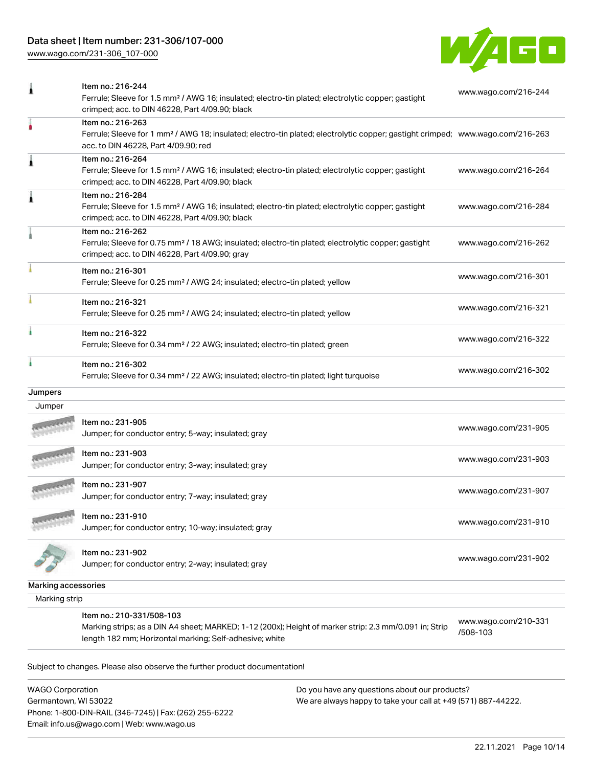| | | |
|---|---|---|
| | Item no.: 216-244<br>Ferrule; Sleeve for 1.5 mm² / AWG 16; insulated; electro-tin plated; electrolytic copper; gastight crimped; acc. to DIN 46228, Part 4/09.90; black | www.wago.com/216-244 |
| | Item no.: 216-263<br>Ferrule; Sleeve for 1 mm² / AWG 18; insulated; electro-tin plated; electrolytic copper; gastight crimped; acc. to DIN 46228, Part 4/09.90; red | www.wago.com/216-263 |
| | Item no.: 216-264<br>Ferrule; Sleeve for 1.5 mm² / AWG 16; insulated; electro-tin plated; electrolytic copper; gastight crimped; acc. to DIN 46228, Part 4/09.90; black | www.wago.com/216-264 |
| | Item no.: 216-284<br>Ferrule; Sleeve for 1.5 mm² / AWG 16; insulated; electro-tin plated; electrolytic copper; gastight crimped; acc. to DIN 46228, Part 4/09.90; black | www.wago.com/216-284 |
| | Item no.: 216-262<br>Ferrule; Sleeve for 0.75 mm² / 18 AWG; insulated; electro-tin plated; electrolytic copper; gastight crimped; acc. to DIN 46228, Part 4/09.90; gray | www.wago.com/216-262 |
| | Item no.: 216-301<br>Ferrule; Sleeve for 0.25 mm² / AWG 24; insulated; electro-tin plated; yellow | www.wago.com/216-301 |
| | Item no.: 216-321<br>Ferrule; Sleeve for 0.25 mm² / AWG 24; insulated; electro-tin plated; yellow | www.wago.com/216-321 |
| | Item no.: 216-322<br>Ferrule; Sleeve for 0.34 mm² / 22 AWG; insulated; electro-tin plated; green | www.wago.com/216-322 |
| | Item no.: 216-302<br>Ferrule; Sleeve for 0.34 mm² / 22 AWG; insulated; electro-tin plated; light turquoise | www.wago.com/216-302 |

**Jumpers**

Jumper

| | | |
|---|---|---|
| | Item no.: 231-905<br>Jumper; for conductor entry; 5-way; insulated; gray | www.wago.com/231-905 |
| | Item no.: 231-903<br>Jumper; for conductor entry; 3-way; insulated; gray | www.wago.com/231-903 |
| | Item no.: 231-907<br>Jumper; for conductor entry; 7-way; insulated; gray | www.wago.com/231-907 |
| | Item no.: 231-910<br>Jumper; for conductor entry; 10-way; insulated; gray | www.wago.com/231-910 |
| | Item no.: 231-902<br>Jumper; for conductor entry; 2-way; insulated; gray | www.wago.com/231-902 |

**Marking accessories**

Marking strip

| | | |
|---|---|---|
| | Item no.: 210-331/508-103<br>Marking strips; as a DIN A4 sheet; MARKED; 1-12 (200x); Height of marker strip: 2.3 mm/0.091 in; Strip length 182 mm; Horizontal marking; Self-adhesive; white | www.wago.com/210-331/508-103 |

Subject to changes. Please also observe the further product documentation!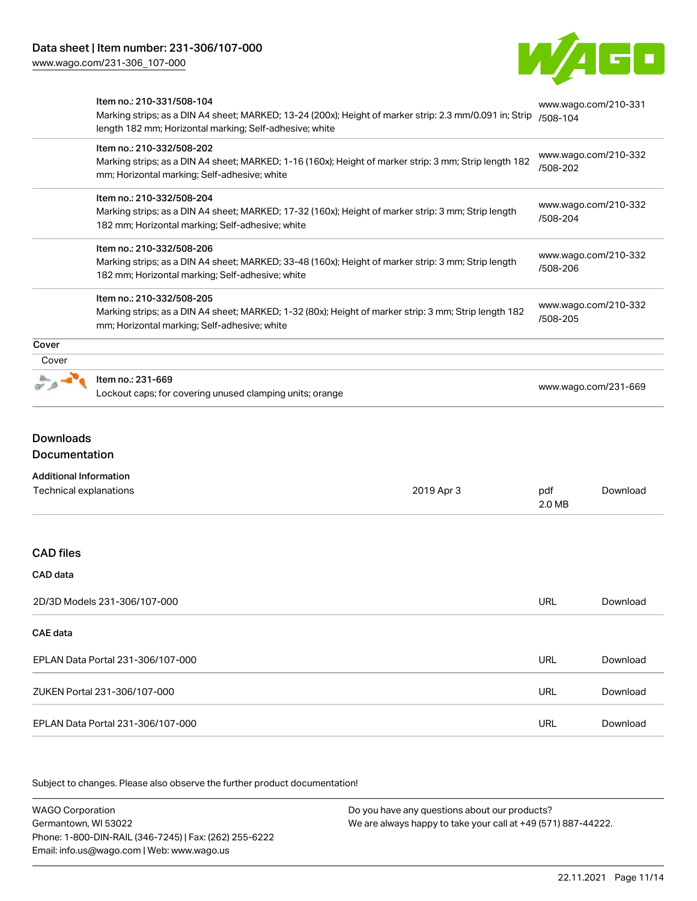| | | |
|---|---|---|
| | Item no.: 210-331/508-104<br>Marking strips; as a DIN A4 sheet; MARKED; 13-24 (200x); Height of marker strip: 2.3 mm/0.091 in; Strip length 182 mm; Horizontal marking; Self-adhesive; white | www.wago.com/210-331/508-104 |
| | Item no.: 210-332/508-202<br>Marking strips; as a DIN A4 sheet; MARKED; 1-16 (160x); Height of marker strip: 3 mm; Strip length 182 mm; Horizontal marking; Self-adhesive; white | www.wago.com/210-332/508-202 |
| | Item no.: 210-332/508-204<br>Marking strips; as a DIN A4 sheet; MARKED; 17-32 (160x); Height of marker strip: 3 mm; Strip length 182 mm; Horizontal marking; Self-adhesive; white | www.wago.com/210-332/508-204 |
| | Item no.: 210-332/508-206<br>Marking strips; as a DIN A4 sheet; MARKED; 33-48 (160x); Height of marker strip: 3 mm; Strip length 182 mm; Horizontal marking; Self-adhesive; white | www.wago.com/210-332/508-206 |
| | Item no.: 210-332/508-205<br>Marking strips; as a DIN A4 sheet; MARKED; 1-32 (80x); Height of marker strip: 3 mm; Strip length 182 mm; Horizontal marking; Self-adhesive; white | www.wago.com/210-332/508-205 |

**Cover**

Cover

| | | |
|---|---|---|
| | Item no.: 231-669<br>Lockout caps; for covering unused clamping units; orange | www.wago.com/231-669 |

## Downloads

### Documentation

**Additional Information**

| | | | |
|---|---|---|---|
| Technical explanations | 2019 Apr 3 | pdf<br>2.0 MB | Download |

### CAD files

**CAD data**

| | | |
|---|---|---|
| 2D/3D Models 231-306/107-000 | URL | Download |

**CAE data**

| | | |
|---|---|---|
| EPLAN Data Portal 231-306/107-000 | URL | Download |
| ZUKEN Portal 231-306/107-000 | URL | Download |
| EPLAN Data Portal 231-306/107-000 | URL | Download |

Subject to changes. Please also observe the further product documentation!

WAGO Corporation
Germantown, WI 53022
Phone: 1-800-DIN-RAIL (346-7245) | Fax: (262) 255-6222
Email: info.us@wago.com | Web: www.wago.us

Do you have any questions about our products?
We are always happy to take your call at +49 (571) 887-44222.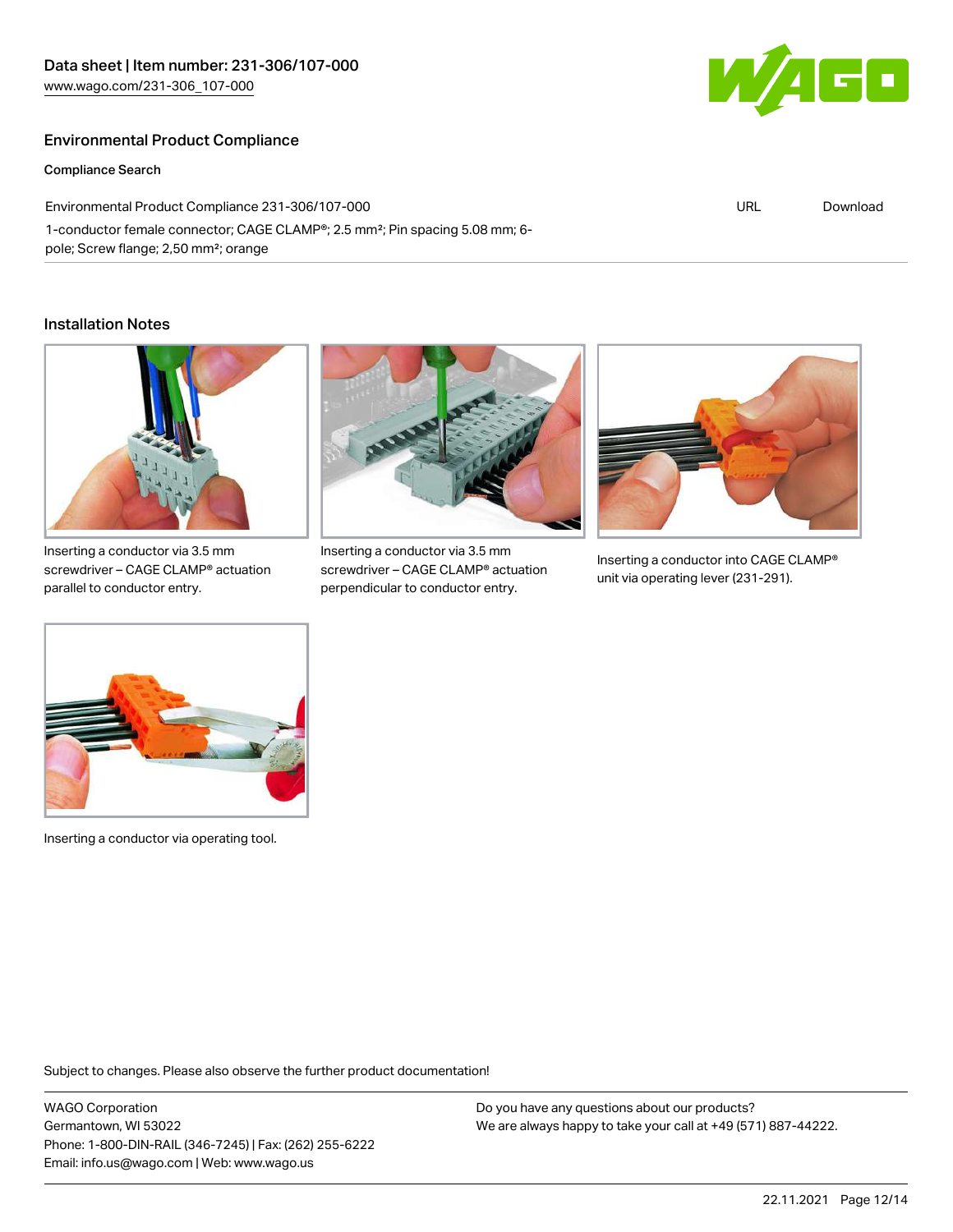## Environmental Product Compliance

### Compliance Search

| Environmental Product Compliance 231-306/107-000 | URL | Download |
|---|---|---|
| 1-conductor female connector; CAGE CLAMP®; 2.5 mm²; Pin spacing 5.08 mm; 6-pole; Screw flange; 2,50 mm²; orange | | |

## Installation Notes

Inserting a conductor via 3.5 mm screwdriver – CAGE CLAMP® actuation parallel to conductor entry.

Inserting a conductor via 3.5 mm screwdriver – CAGE CLAMP® actuation perpendicular to conductor entry.

Inserting a conductor into CAGE CLAMP® unit via operating lever (231-291).

Inserting a conductor via operating tool.

Subject to changes. Please also observe the further product documentation!

WAGO Corporation
Germantown, WI 53022
Phone: 1-800-DIN-RAIL (346-7245) | Fax: (262) 255-6222
Email: info.us@wago.com | Web: www.wago.us

Do you have any questions about our products?
We are always happy to take your call at +49 (571) 887-44222.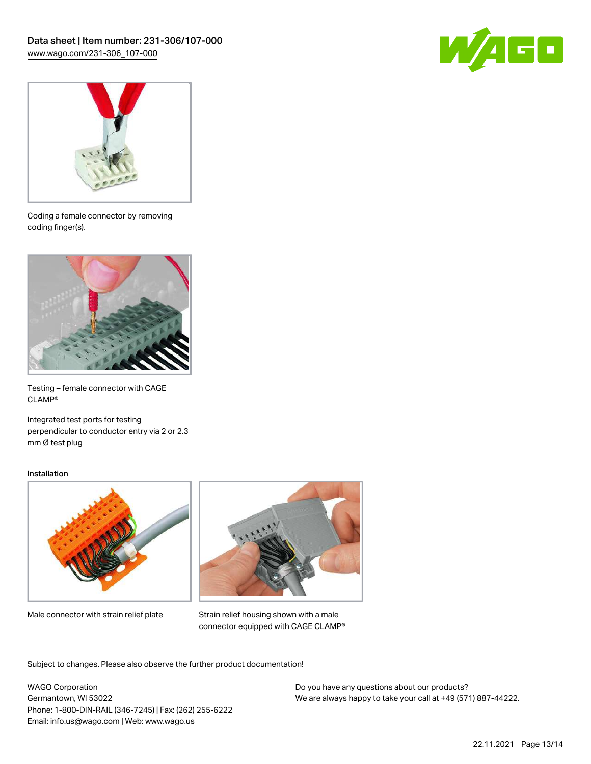Coding a female connector by removing coding finger(s).

Testing – female connector with CAGE CLAMP®

Integrated test ports for testing perpendicular to conductor entry via 2 or 2.3 mm Ø test plug

## Installation

Male connector with strain relief plate

Strain relief housing shown with a male connector equipped with CAGE CLAMP®

Subject to changes. Please also observe the further product documentation!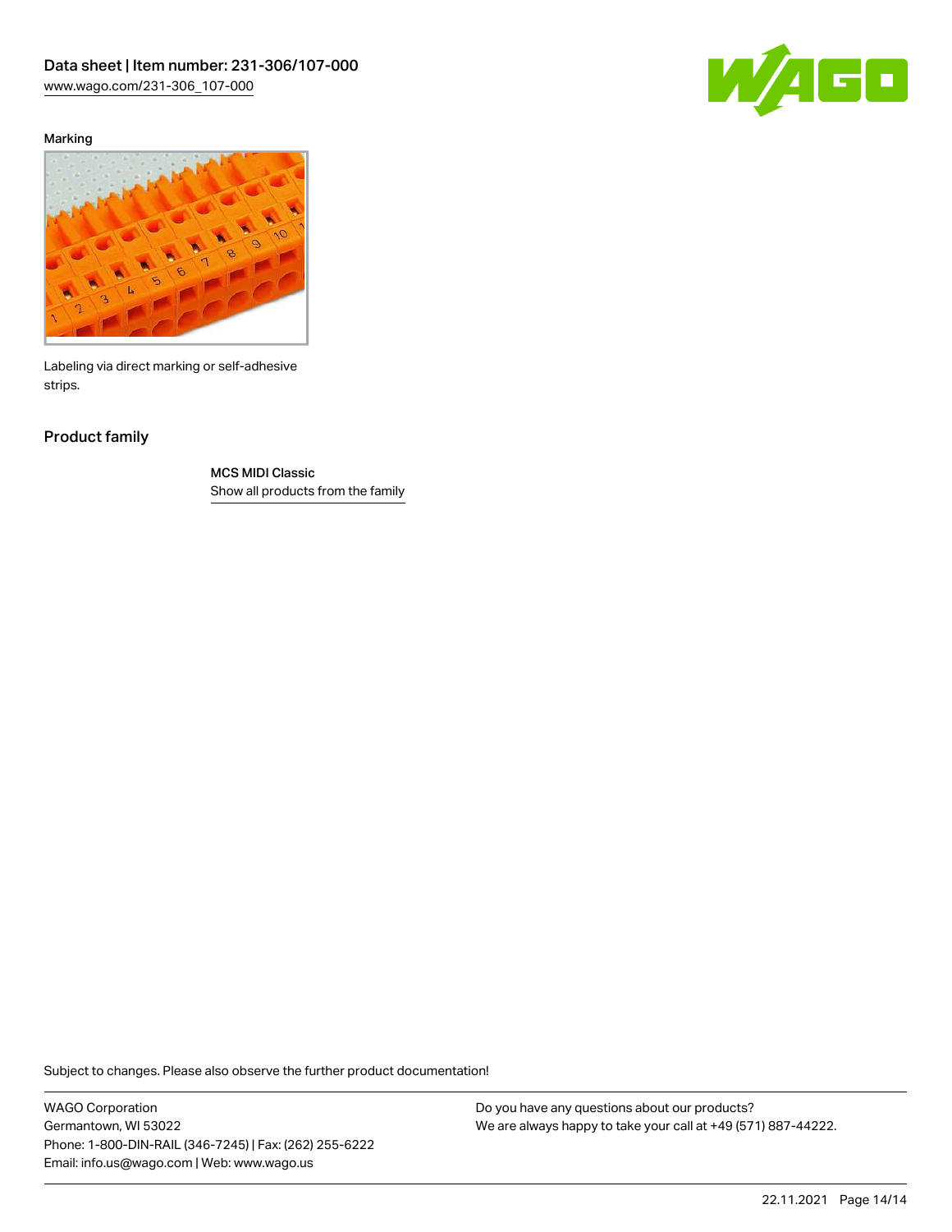Marking

Labeling via direct marking or self-adhesive strips.

## Product family

MCS MIDI Classic
Show all products from the family

Subject to changes. Please also observe the further product documentation!

WAGO Corporation
Germantown, WI 53022
Phone: 1-800-DIN-RAIL (346-7245) | Fax: (262) 255-6222
Email: info.us@wago.com | Web: www.wago.us

Do you have any questions about our products?
We are always happy to take your call at +49 (571) 887-44222.